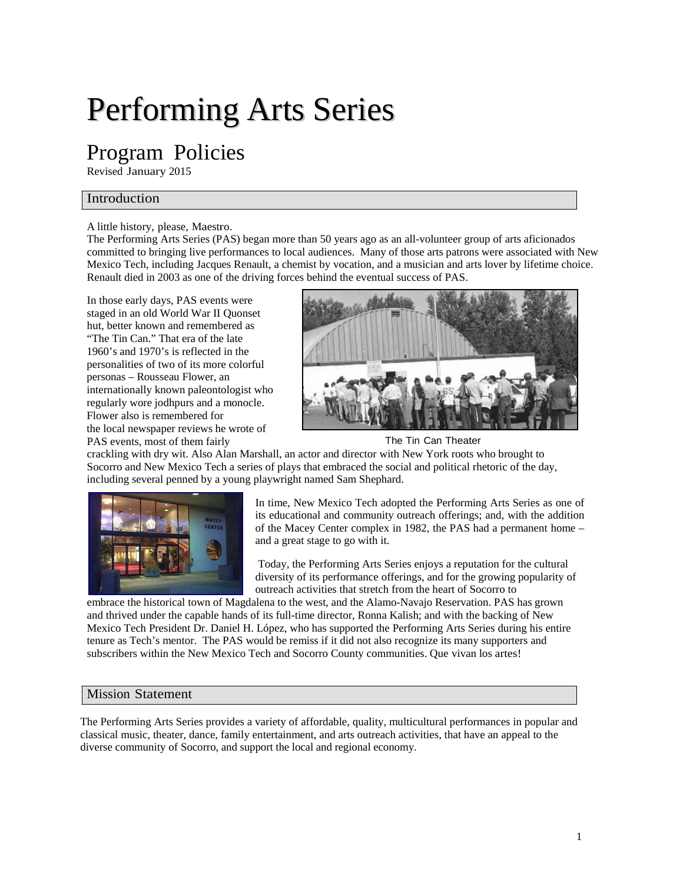# Performing Arts Series

## Program Policies

Revised January 2015

### Introduction

A little history, please, Maestro.
The Performing Arts Series (PAS) began more than 50 years ago as an all-volunteer group of arts aficionados committed to bringing live performances to local audiences. Many of those arts patrons were associated with New Mexico Tech, including Jacques Renault, a chemist by vocation, and a musician and arts lover by lifetime choice. Renault died in 2003 as one of the driving forces behind the eventual success of PAS.

In those early days, PAS events were staged in an old World War II Quonset hut, better known and remembered as "The Tin Can." That era of the late 1960's and 1970's is reflected in the personalities of two of its more colorful personas – Rousseau Flower, an internationally known paleontologist who regularly wore jodhpurs and a monocle. Flower also is remembered for the local newspaper reviews he wrote of PAS events, most of them fairly crackling with dry wit. Also Alan Marshall, an actor and director with New York roots who brought to Socorro and New Mexico Tech a series of plays that embraced the social and political rhetoric of the day, including several penned by a young playwright named Sam Shephard.

The Tin Can Theater

In time, New Mexico Tech adopted the Performing Arts Series as one of its educational and community outreach offerings; and, with the addition of the Macey Center complex in 1982, the PAS had a permanent home – and a great stage to go with it.

Today, the Performing Arts Series enjoys a reputation for the cultural diversity of its performance offerings, and for the growing popularity of outreach activities that stretch from the heart of Socorro to embrace the historical town of Magdalena to the west, and the Alamo-Navajo Reservation. PAS has grown and thrived under the capable hands of its full-time director, Ronna Kalish; and with the backing of New Mexico Tech President Dr. Daniel H. López, who has supported the Performing Arts Series during his entire tenure as Tech's mentor. The PAS would be remiss if it did not also recognize its many supporters and subscribers within the New Mexico Tech and Socorro County communities. Que vivan los artes!

### Mission Statement

The Performing Arts Series provides a variety of affordable, quality, multicultural performances in popular and classical music, theater, dance, family entertainment, and arts outreach activities, that have an appeal to the diverse community of Socorro, and support the local and regional economy.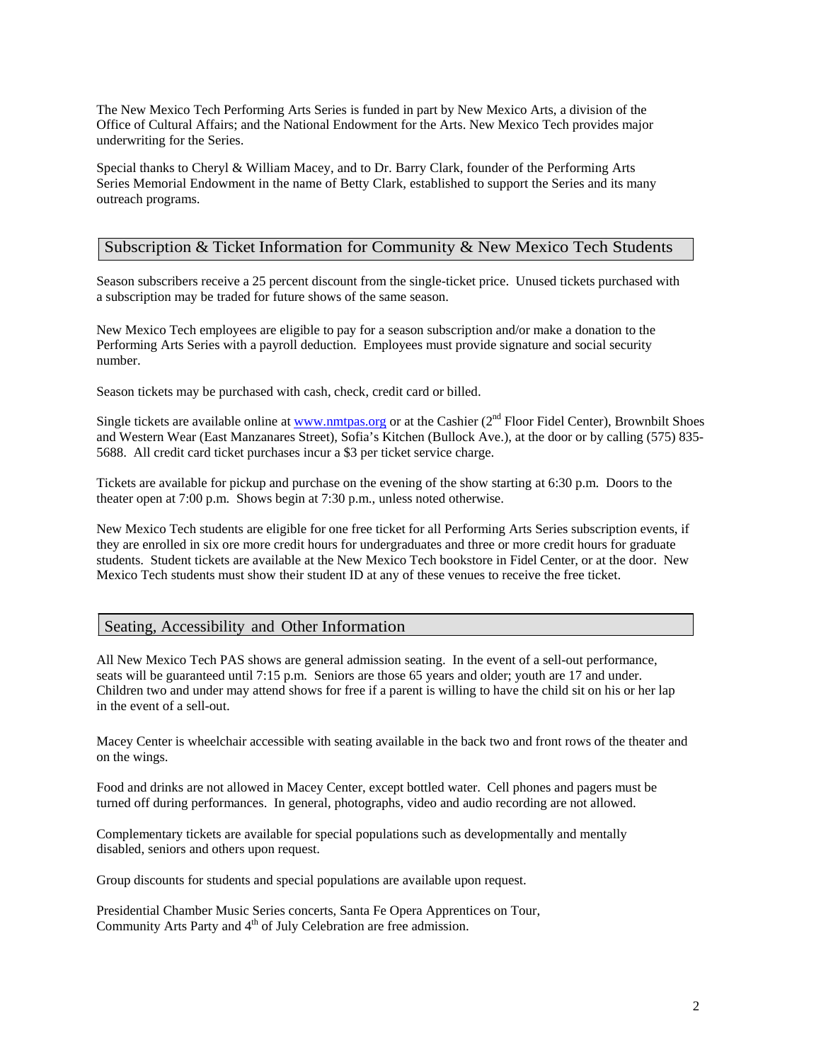The New Mexico Tech Performing Arts Series is funded in part by New Mexico Arts, a division of the Office of Cultural Affairs; and the National Endowment for the Arts. New Mexico Tech provides major underwriting for the Series.

Special thanks to Cheryl & William Macey, and to Dr. Barry Clark, founder of the Performing Arts Series Memorial Endowment in the name of Betty Clark, established to support the Series and its many outreach programs.

## Subscription & Ticket Information for Community & New Mexico Tech Students

Season subscribers receive a 25 percent discount from the single-ticket price. Unused tickets purchased with a subscription may be traded for future shows of the same season.

New Mexico Tech employees are eligible to pay for a season subscription and/or make a donation to the Performing Arts Series with a payroll deduction. Employees must provide signature and social security number.

Season tickets may be purchased with cash, check, credit card or billed.

Single tickets are available online at www.nmtpas.org or at the Cashier (2nd Floor Fidel Center), Brownbilt Shoes and Western Wear (East Manzanares Street), Sofia's Kitchen (Bullock Ave.), at the door or by calling (575) 835-5688. All credit card ticket purchases incur a $3 per ticket service charge.

Tickets are available for pickup and purchase on the evening of the show starting at 6:30 p.m. Doors to the theater open at 7:00 p.m. Shows begin at 7:30 p.m., unless noted otherwise.

New Mexico Tech students are eligible for one free ticket for all Performing Arts Series subscription events, if they are enrolled in six ore more credit hours for undergraduates and three or more credit hours for graduate students. Student tickets are available at the New Mexico Tech bookstore in Fidel Center, or at the door. New Mexico Tech students must show their student ID at any of these venues to receive the free ticket.

## Seating, Accessibility and Other Information

All New Mexico Tech PAS shows are general admission seating. In the event of a sell-out performance, seats will be guaranteed until 7:15 p.m. Seniors are those 65 years and older; youth are 17 and under. Children two and under may attend shows for free if a parent is willing to have the child sit on his or her lap in the event of a sell-out.

Macey Center is wheelchair accessible with seating available in the back two and front rows of the theater and on the wings.

Food and drinks are not allowed in Macey Center, except bottled water. Cell phones and pagers must be turned off during performances. In general, photographs, video and audio recording are not allowed.

Complementary tickets are available for special populations such as developmentally and mentally disabled, seniors and others upon request.

Group discounts for students and special populations are available upon request.

Presidential Chamber Music Series concerts, Santa Fe Opera Apprentices on Tour, Community Arts Party and 4th of July Celebration are free admission.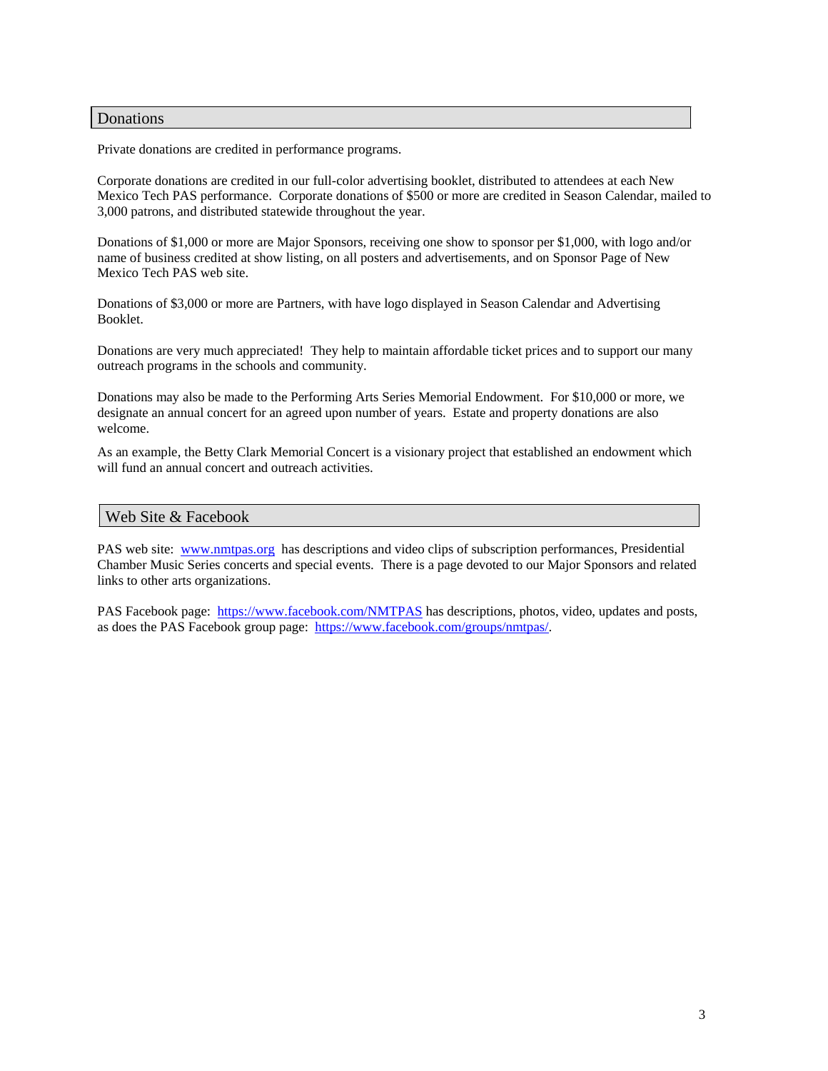## Donations

Private donations are credited in performance programs.

Corporate donations are credited in our full-color advertising booklet, distributed to attendees at each New Mexico Tech PAS performance. Corporate donations of $500 or more are credited in Season Calendar, mailed to 3,000 patrons, and distributed statewide throughout the year.

Donations of $1,000 or more are Major Sponsors, receiving one show to sponsor per $1,000, with logo and/or name of business credited at show listing, on all posters and advertisements, and on Sponsor Page of New Mexico Tech PAS web site.

Donations of $3,000 or more are Partners, with have logo displayed in Season Calendar and Advertising Booklet.

Donations are very much appreciated! They help to maintain affordable ticket prices and to support our many outreach programs in the schools and community.

Donations may also be made to the Performing Arts Series Memorial Endowment. For $10,000 or more, we designate an annual concert for an agreed upon number of years. Estate and property donations are also welcome.

As an example, the Betty Clark Memorial Concert is a visionary project that established an endowment which will fund an annual concert and outreach activities.

## Web Site & Facebook

PAS web site: [www.nmtpas.org](http://www.nmtpas.org) has descriptions and video clips of subscription performances, Presidential Chamber Music Series concerts and special events. There is a page devoted to our Major Sponsors and related links to other arts organizations.

PAS Facebook page: [https://www.facebook.com/NMTPAS](https://www.facebook.com/NMTPAS) has descriptions, photos, video, updates and posts, as does the PAS Facebook group page: [https://www.facebook.com/groups/nmtpas/](https://www.facebook.com/groups/nmtpas/).